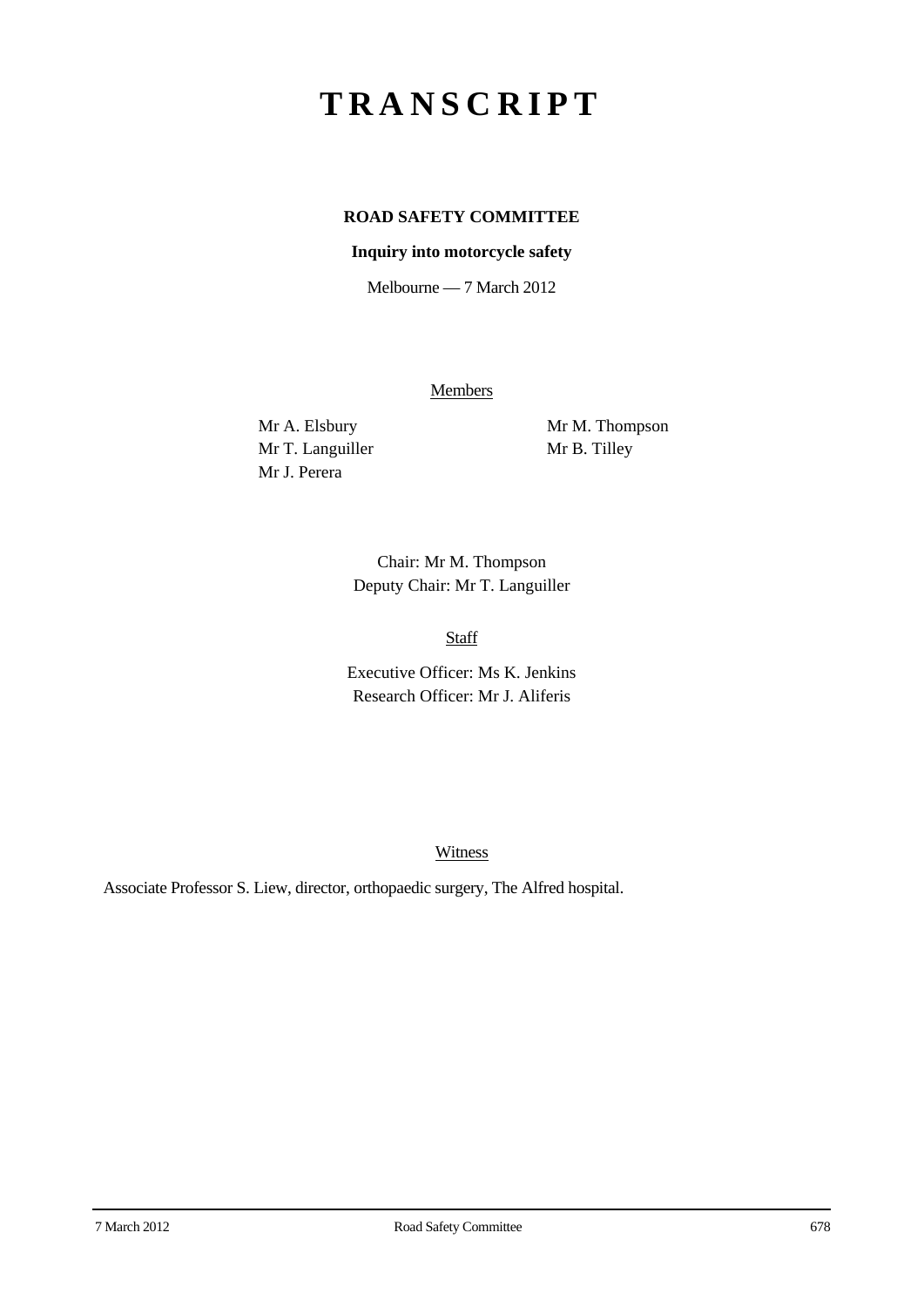# TRANSCRIPT

**ROAD SAFETY COMMITTEE**

**Inquiry into motorcycle safety**

Melbourne — 7 March 2012

Members

Mr A. Elsbury
Mr T. Languiller
Mr J. Perera
Mr M. Thompson
Mr B. Tilley

Chair: Mr M. Thompson
Deputy Chair: Mr T. Languiller

Staff

Executive Officer: Ms K. Jenkins
Research Officer: Mr J. Aliferis

Witness

Associate Professor S. Liew, director, orthopaedic surgery, The Alfred hospital.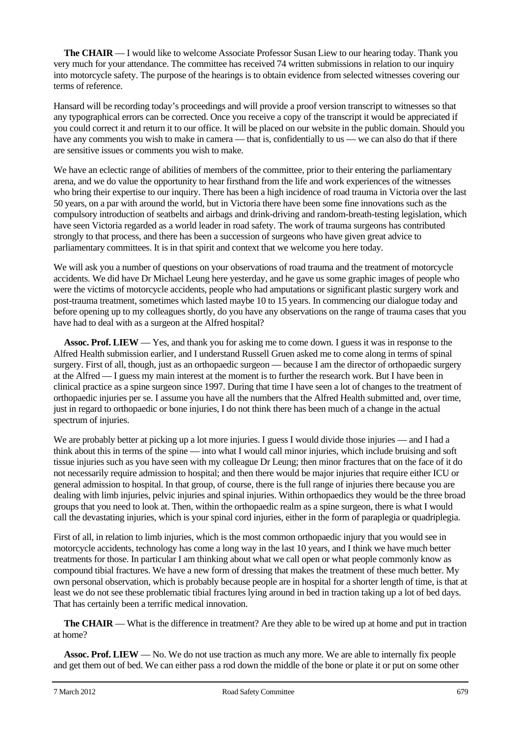**The CHAIR** — I would like to welcome Associate Professor Susan Liew to our hearing today. Thank you very much for your attendance. The committee has received 74 written submissions in relation to our inquiry into motorcycle safety. The purpose of the hearings is to obtain evidence from selected witnesses covering our terms of reference.

Hansard will be recording today's proceedings and will provide a proof version transcript to witnesses so that any typographical errors can be corrected. Once you receive a copy of the transcript it would be appreciated if you could correct it and return it to our office. It will be placed on our website in the public domain. Should you have any comments you wish to make in camera — that is, confidentially to us — we can also do that if there are sensitive issues or comments you wish to make.

We have an eclectic range of abilities of members of the committee, prior to their entering the parliamentary arena, and we do value the opportunity to hear firsthand from the life and work experiences of the witnesses who bring their expertise to our inquiry. There has been a high incidence of road trauma in Victoria over the last 50 years, on a par with around the world, but in Victoria there have been some fine innovations such as the compulsory introduction of seatbelts and airbags and drink-driving and random-breath-testing legislation, which have seen Victoria regarded as a world leader in road safety. The work of trauma surgeons has contributed strongly to that process, and there has been a succession of surgeons who have given great advice to parliamentary committees. It is in that spirit and context that we welcome you here today.

We will ask you a number of questions on your observations of road trauma and the treatment of motorcycle accidents. We did have Dr Michael Leung here yesterday, and he gave us some graphic images of people who were the victims of motorcycle accidents, people who had amputations or significant plastic surgery work and post-trauma treatment, sometimes which lasted maybe 10 to 15 years. In commencing our dialogue today and before opening up to my colleagues shortly, do you have any observations on the range of trauma cases that you have had to deal with as a surgeon at the Alfred hospital?

**Assoc. Prof. LIEW** — Yes, and thank you for asking me to come down. I guess it was in response to the Alfred Health submission earlier, and I understand Russell Gruen asked me to come along in terms of spinal surgery. First of all, though, just as an orthopaedic surgeon — because I am the director of orthopaedic surgery at the Alfred — I guess my main interest at the moment is to further the research work. But I have been in clinical practice as a spine surgeon since 1997. During that time I have seen a lot of changes to the treatment of orthopaedic injuries per se. I assume you have all the numbers that the Alfred Health submitted and, over time, just in regard to orthopaedic or bone injuries, I do not think there has been much of a change in the actual spectrum of injuries.

We are probably better at picking up a lot more injuries. I guess I would divide those injuries — and I had a think about this in terms of the spine — into what I would call minor injuries, which include bruising and soft tissue injuries such as you have seen with my colleague Dr Leung; then minor fractures that on the face of it do not necessarily require admission to hospital; and then there would be major injuries that require either ICU or general admission to hospital. In that group, of course, there is the full range of injuries there because you are dealing with limb injuries, pelvic injuries and spinal injuries. Within orthopaedics they would be the three broad groups that you need to look at. Then, within the orthopaedic realm as a spine surgeon, there is what I would call the devastating injuries, which is your spinal cord injuries, either in the form of paraplegia or quadriplegia.

First of all, in relation to limb injuries, which is the most common orthopaedic injury that you would see in motorcycle accidents, technology has come a long way in the last 10 years, and I think we have much better treatments for those. In particular I am thinking about what we call open or what people commonly know as compound tibial fractures. We have a new form of dressing that makes the treatment of these much better. My own personal observation, which is probably because people are in hospital for a shorter length of time, is that at least we do not see these problematic tibial fractures lying around in bed in traction taking up a lot of bed days. That has certainly been a terrific medical innovation.

**The CHAIR** — What is the difference in treatment? Are they able to be wired up at home and put in traction at home?

**Assoc. Prof. LIEW** — No. We do not use traction as much any more. We are able to internally fix people and get them out of bed. We can either pass a rod down the middle of the bone or plate it or put on some other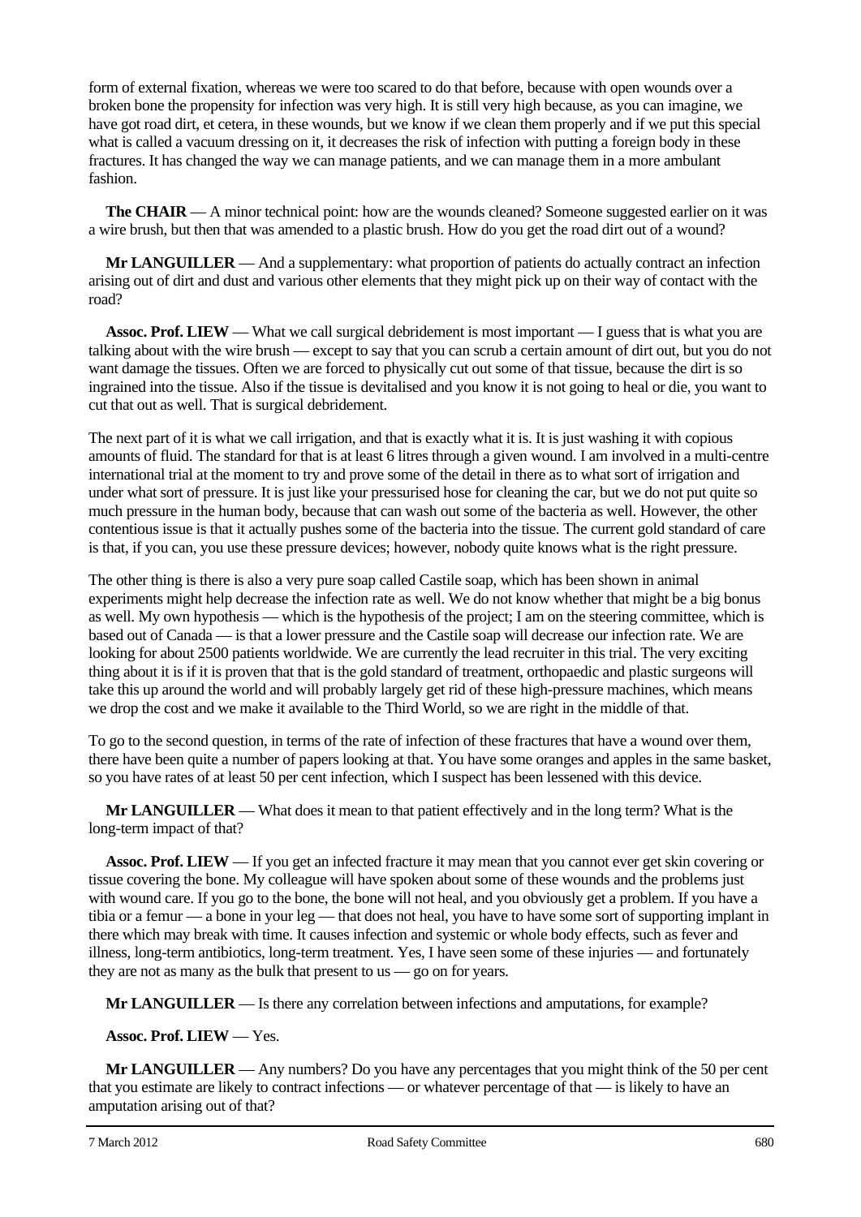form of external fixation, whereas we were too scared to do that before, because with open wounds over a broken bone the propensity for infection was very high. It is still very high because, as you can imagine, we have got road dirt, et cetera, in these wounds, but we know if we clean them properly and if we put this special what is called a vacuum dressing on it, it decreases the risk of infection with putting a foreign body in these fractures. It has changed the way we can manage patients, and we can manage them in a more ambulant fashion.

**The CHAIR** — A minor technical point: how are the wounds cleaned? Someone suggested earlier on it was a wire brush, but then that was amended to a plastic brush. How do you get the road dirt out of a wound?

**Mr LANGUILLER** — And a supplementary: what proportion of patients do actually contract an infection arising out of dirt and dust and various other elements that they might pick up on their way of contact with the road?

**Assoc. Prof. LIEW** — What we call surgical debridement is most important — I guess that is what you are talking about with the wire brush — except to say that you can scrub a certain amount of dirt out, but you do not want damage the tissues. Often we are forced to physically cut out some of that tissue, because the dirt is so ingrained into the tissue. Also if the tissue is devitalised and you know it is not going to heal or die, you want to cut that out as well. That is surgical debridement.

The next part of it is what we call irrigation, and that is exactly what it is. It is just washing it with copious amounts of fluid. The standard for that is at least 6 litres through a given wound. I am involved in a multi-centre international trial at the moment to try and prove some of the detail in there as to what sort of irrigation and under what sort of pressure. It is just like your pressurised hose for cleaning the car, but we do not put quite so much pressure in the human body, because that can wash out some of the bacteria as well. However, the other contentious issue is that it actually pushes some of the bacteria into the tissue. The current gold standard of care is that, if you can, you use these pressure devices; however, nobody quite knows what is the right pressure.

The other thing is there is also a very pure soap called Castile soap, which has been shown in animal experiments might help decrease the infection rate as well. We do not know whether that might be a big bonus as well. My own hypothesis — which is the hypothesis of the project; I am on the steering committee, which is based out of Canada — is that a lower pressure and the Castile soap will decrease our infection rate. We are looking for about 2500 patients worldwide. We are currently the lead recruiter in this trial. The very exciting thing about it is if it is proven that that is the gold standard of treatment, orthopaedic and plastic surgeons will take this up around the world and will probably largely get rid of these high-pressure machines, which means we drop the cost and we make it available to the Third World, so we are right in the middle of that.

To go to the second question, in terms of the rate of infection of these fractures that have a wound over them, there have been quite a number of papers looking at that. You have some oranges and apples in the same basket, so you have rates of at least 50 per cent infection, which I suspect has been lessened with this device.

**Mr LANGUILLER** — What does it mean to that patient effectively and in the long term? What is the long-term impact of that?

**Assoc. Prof. LIEW** — If you get an infected fracture it may mean that you cannot ever get skin covering or tissue covering the bone. My colleague will have spoken about some of these wounds and the problems just with wound care. If you go to the bone, the bone will not heal, and you obviously get a problem. If you have a tibia or a femur — a bone in your leg — that does not heal, you have to have some sort of supporting implant in there which may break with time. It causes infection and systemic or whole body effects, such as fever and illness, long-term antibiotics, long-term treatment. Yes, I have seen some of these injuries — and fortunately they are not as many as the bulk that present to us — go on for years.

**Mr LANGUILLER** — Is there any correlation between infections and amputations, for example?

**Assoc. Prof. LIEW** — Yes.

**Mr LANGUILLER** — Any numbers? Do you have any percentages that you might think of the 50 per cent that you estimate are likely to contract infections — or whatever percentage of that — is likely to have an amputation arising out of that?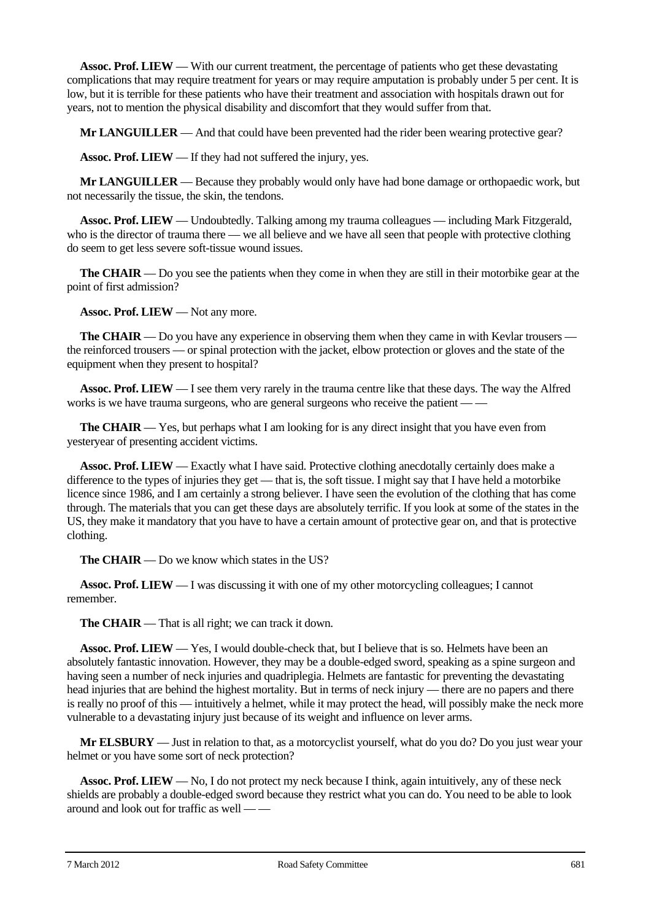**Assoc. Prof. LIEW** — With our current treatment, the percentage of patients who get these devastating complications that may require treatment for years or may require amputation is probably under 5 per cent. It is low, but it is terrible for these patients who have their treatment and association with hospitals drawn out for years, not to mention the physical disability and discomfort that they would suffer from that.

**Mr LANGUILLER** — And that could have been prevented had the rider been wearing protective gear?

**Assoc. Prof. LIEW** — If they had not suffered the injury, yes.

**Mr LANGUILLER** — Because they probably would only have had bone damage or orthopaedic work, but not necessarily the tissue, the skin, the tendons.

**Assoc. Prof. LIEW** — Undoubtedly. Talking among my trauma colleagues — including Mark Fitzgerald, who is the director of trauma there — we all believe and we have all seen that people with protective clothing do seem to get less severe soft-tissue wound issues.

**The CHAIR** — Do you see the patients when they come in when they are still in their motorbike gear at the point of first admission?

**Assoc. Prof. LIEW** — Not any more.

**The CHAIR** — Do you have any experience in observing them when they came in with Kevlar trousers — the reinforced trousers — or spinal protection with the jacket, elbow protection or gloves and the state of the equipment when they present to hospital?

**Assoc. Prof. LIEW** — I see them very rarely in the trauma centre like that these days. The way the Alfred works is we have trauma surgeons, who are general surgeons who receive the patient — —

**The CHAIR** — Yes, but perhaps what I am looking for is any direct insight that you have even from yesteryear of presenting accident victims.

**Assoc. Prof. LIEW** — Exactly what I have said. Protective clothing anecdotally certainly does make a difference to the types of injuries they get — that is, the soft tissue. I might say that I have held a motorbike licence since 1986, and I am certainly a strong believer. I have seen the evolution of the clothing that has come through. The materials that you can get these days are absolutely terrific. If you look at some of the states in the US, they make it mandatory that you have to have a certain amount of protective gear on, and that is protective clothing.

**The CHAIR** — Do we know which states in the US?

**Assoc. Prof. LIEW** — I was discussing it with one of my other motorcycling colleagues; I cannot remember.

**The CHAIR** — That is all right; we can track it down.

**Assoc. Prof. LIEW** — Yes, I would double-check that, but I believe that is so. Helmets have been an absolutely fantastic innovation. However, they may be a double-edged sword, speaking as a spine surgeon and having seen a number of neck injuries and quadriplegia. Helmets are fantastic for preventing the devastating head injuries that are behind the highest mortality. But in terms of neck injury — there are no papers and there is really no proof of this — intuitively a helmet, while it may protect the head, will possibly make the neck more vulnerable to a devastating injury just because of its weight and influence on lever arms.

**Mr ELSBURY** — Just in relation to that, as a motorcyclist yourself, what do you do? Do you just wear your helmet or you have some sort of neck protection?

**Assoc. Prof. LIEW** — No, I do not protect my neck because I think, again intuitively, any of these neck shields are probably a double-edged sword because they restrict what you can do. You need to be able to look around and look out for traffic as well — —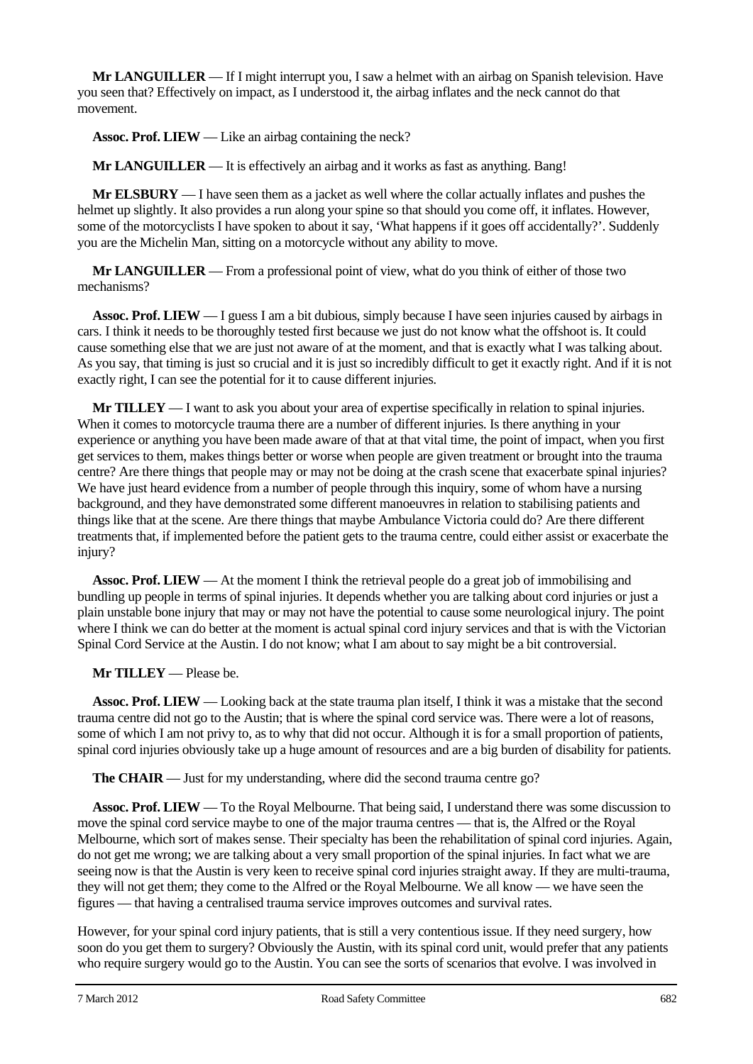**Mr LANGUILLER** — If I might interrupt you, I saw a helmet with an airbag on Spanish television. Have you seen that? Effectively on impact, as I understood it, the airbag inflates and the neck cannot do that movement.

**Assoc. Prof. LIEW** — Like an airbag containing the neck?

**Mr LANGUILLER** — It is effectively an airbag and it works as fast as anything. Bang!

**Mr ELSBURY** — I have seen them as a jacket as well where the collar actually inflates and pushes the helmet up slightly. It also provides a run along your spine so that should you come off, it inflates. However, some of the motorcyclists I have spoken to about it say, 'What happens if it goes off accidentally?'. Suddenly you are the Michelin Man, sitting on a motorcycle without any ability to move.

**Mr LANGUILLER** — From a professional point of view, what do you think of either of those two mechanisms?

**Assoc. Prof. LIEW** — I guess I am a bit dubious, simply because I have seen injuries caused by airbags in cars. I think it needs to be thoroughly tested first because we just do not know what the offshoot is. It could cause something else that we are just not aware of at the moment, and that is exactly what I was talking about. As you say, that timing is just so crucial and it is just so incredibly difficult to get it exactly right. And if it is not exactly right, I can see the potential for it to cause different injuries.

**Mr TILLEY** — I want to ask you about your area of expertise specifically in relation to spinal injuries. When it comes to motorcycle trauma there are a number of different injuries. Is there anything in your experience or anything you have been made aware of that at that vital time, the point of impact, when you first get services to them, makes things better or worse when people are given treatment or brought into the trauma centre? Are there things that people may or may not be doing at the crash scene that exacerbate spinal injuries? We have just heard evidence from a number of people through this inquiry, some of whom have a nursing background, and they have demonstrated some different manoeuvres in relation to stabilising patients and things like that at the scene. Are there things that maybe Ambulance Victoria could do? Are there different treatments that, if implemented before the patient gets to the trauma centre, could either assist or exacerbate the injury?

**Assoc. Prof. LIEW** — At the moment I think the retrieval people do a great job of immobilising and bundling up people in terms of spinal injuries. It depends whether you are talking about cord injuries or just a plain unstable bone injury that may or may not have the potential to cause some neurological injury. The point where I think we can do better at the moment is actual spinal cord injury services and that is with the Victorian Spinal Cord Service at the Austin. I do not know; what I am about to say might be a bit controversial.

**Mr TILLEY** — Please be.

**Assoc. Prof. LIEW** — Looking back at the state trauma plan itself, I think it was a mistake that the second trauma centre did not go to the Austin; that is where the spinal cord service was. There were a lot of reasons, some of which I am not privy to, as to why that did not occur. Although it is for a small proportion of patients, spinal cord injuries obviously take up a huge amount of resources and are a big burden of disability for patients.

**The CHAIR** — Just for my understanding, where did the second trauma centre go?

**Assoc. Prof. LIEW** — To the Royal Melbourne. That being said, I understand there was some discussion to move the spinal cord service maybe to one of the major trauma centres — that is, the Alfred or the Royal Melbourne, which sort of makes sense. Their specialty has been the rehabilitation of spinal cord injuries. Again, do not get me wrong; we are talking about a very small proportion of the spinal injuries. In fact what we are seeing now is that the Austin is very keen to receive spinal cord injuries straight away. If they are multi-trauma, they will not get them; they come to the Alfred or the Royal Melbourne. We all know — we have seen the figures — that having a centralised trauma service improves outcomes and survival rates.

However, for your spinal cord injury patients, that is still a very contentious issue. If they need surgery, how soon do you get them to surgery? Obviously the Austin, with its spinal cord unit, would prefer that any patients who require surgery would go to the Austin. You can see the sorts of scenarios that evolve. I was involved in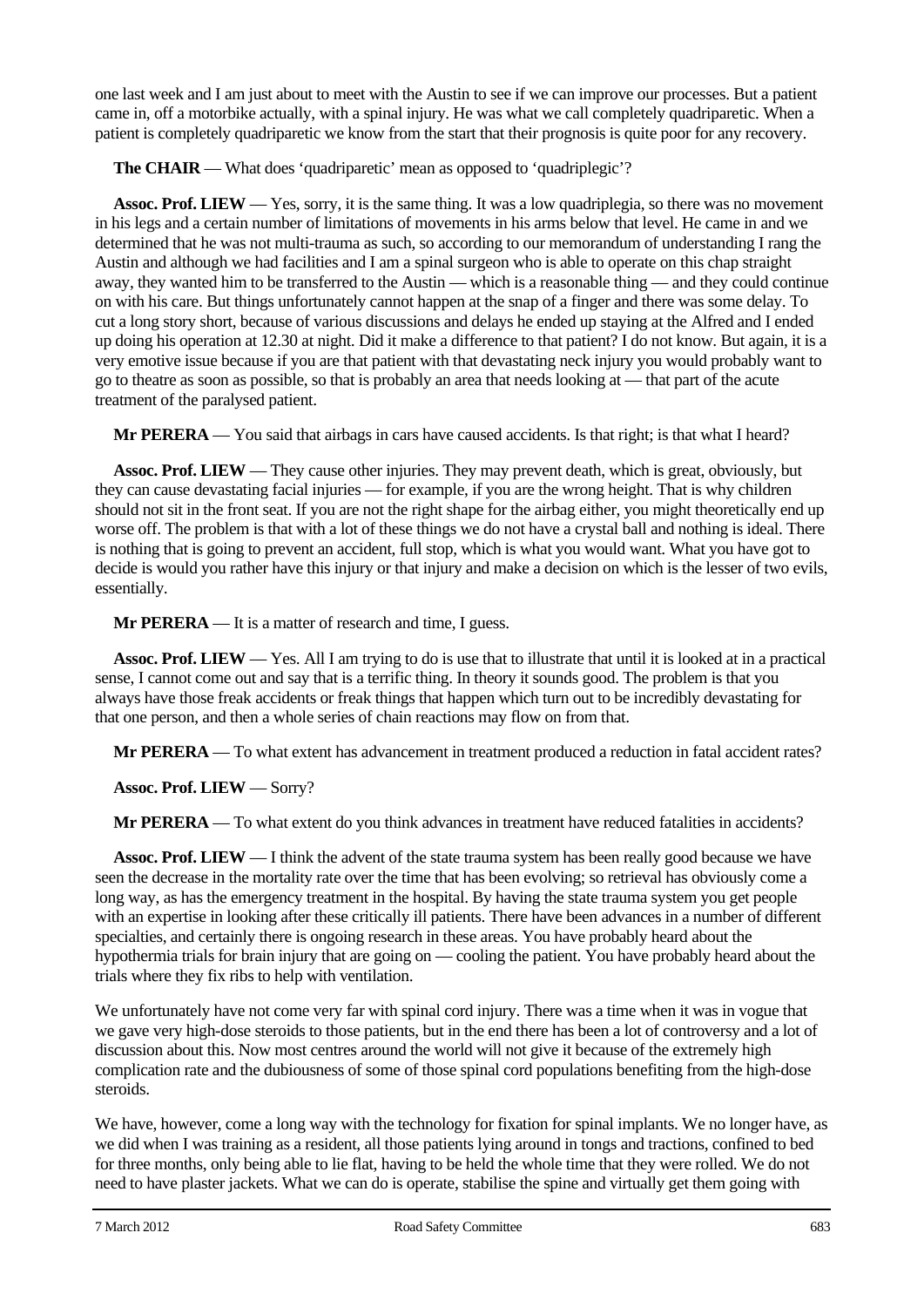one last week and I am just about to meet with the Austin to see if we can improve our processes. But a patient came in, off a motorbike actually, with a spinal injury. He was what we call completely quadriparetic. When a patient is completely quadriparetic we know from the start that their prognosis is quite poor for any recovery.

**The CHAIR** — What does 'quadriparetic' mean as opposed to 'quadriplegic'?

**Assoc. Prof. LIEW** — Yes, sorry, it is the same thing. It was a low quadriplegia, so there was no movement in his legs and a certain number of limitations of movements in his arms below that level. He came in and we determined that he was not multi-trauma as such, so according to our memorandum of understanding I rang the Austin and although we had facilities and I am a spinal surgeon who is able to operate on this chap straight away, they wanted him to be transferred to the Austin — which is a reasonable thing — and they could continue on with his care. But things unfortunately cannot happen at the snap of a finger and there was some delay. To cut a long story short, because of various discussions and delays he ended up staying at the Alfred and I ended up doing his operation at 12.30 at night. Did it make a difference to that patient? I do not know. But again, it is a very emotive issue because if you are that patient with that devastating neck injury you would probably want to go to theatre as soon as possible, so that is probably an area that needs looking at — that part of the acute treatment of the paralysed patient.

**Mr PERERA** — You said that airbags in cars have caused accidents. Is that right; is that what I heard?

**Assoc. Prof. LIEW** — They cause other injuries. They may prevent death, which is great, obviously, but they can cause devastating facial injuries — for example, if you are the wrong height. That is why children should not sit in the front seat. If you are not the right shape for the airbag either, you might theoretically end up worse off. The problem is that with a lot of these things we do not have a crystal ball and nothing is ideal. There is nothing that is going to prevent an accident, full stop, which is what you would want. What you have got to decide is would you rather have this injury or that injury and make a decision on which is the lesser of two evils, essentially.

**Mr PERERA** — It is a matter of research and time, I guess.

**Assoc. Prof. LIEW** — Yes. All I am trying to do is use that to illustrate that until it is looked at in a practical sense, I cannot come out and say that is a terrific thing. In theory it sounds good. The problem is that you always have those freak accidents or freak things that happen which turn out to be incredibly devastating for that one person, and then a whole series of chain reactions may flow on from that.

**Mr PERERA** — To what extent has advancement in treatment produced a reduction in fatal accident rates?

**Assoc. Prof. LIEW** — Sorry?

**Mr PERERA** — To what extent do you think advances in treatment have reduced fatalities in accidents?

**Assoc. Prof. LIEW** — I think the advent of the state trauma system has been really good because we have seen the decrease in the mortality rate over the time that has been evolving; so retrieval has obviously come a long way, as has the emergency treatment in the hospital. By having the state trauma system you get people with an expertise in looking after these critically ill patients. There have been advances in a number of different specialties, and certainly there is ongoing research in these areas. You have probably heard about the hypothermia trials for brain injury that are going on — cooling the patient. You have probably heard about the trials where they fix ribs to help with ventilation.

We unfortunately have not come very far with spinal cord injury. There was a time when it was in vogue that we gave very high-dose steroids to those patients, but in the end there has been a lot of controversy and a lot of discussion about this. Now most centres around the world will not give it because of the extremely high complication rate and the dubiousness of some of those spinal cord populations benefiting from the high-dose steroids.

We have, however, come a long way with the technology for fixation for spinal implants. We no longer have, as we did when I was training as a resident, all those patients lying around in tongs and tractions, confined to bed for three months, only being able to lie flat, having to be held the whole time that they were rolled. We do not need to have plaster jackets. What we can do is operate, stabilise the spine and virtually get them going with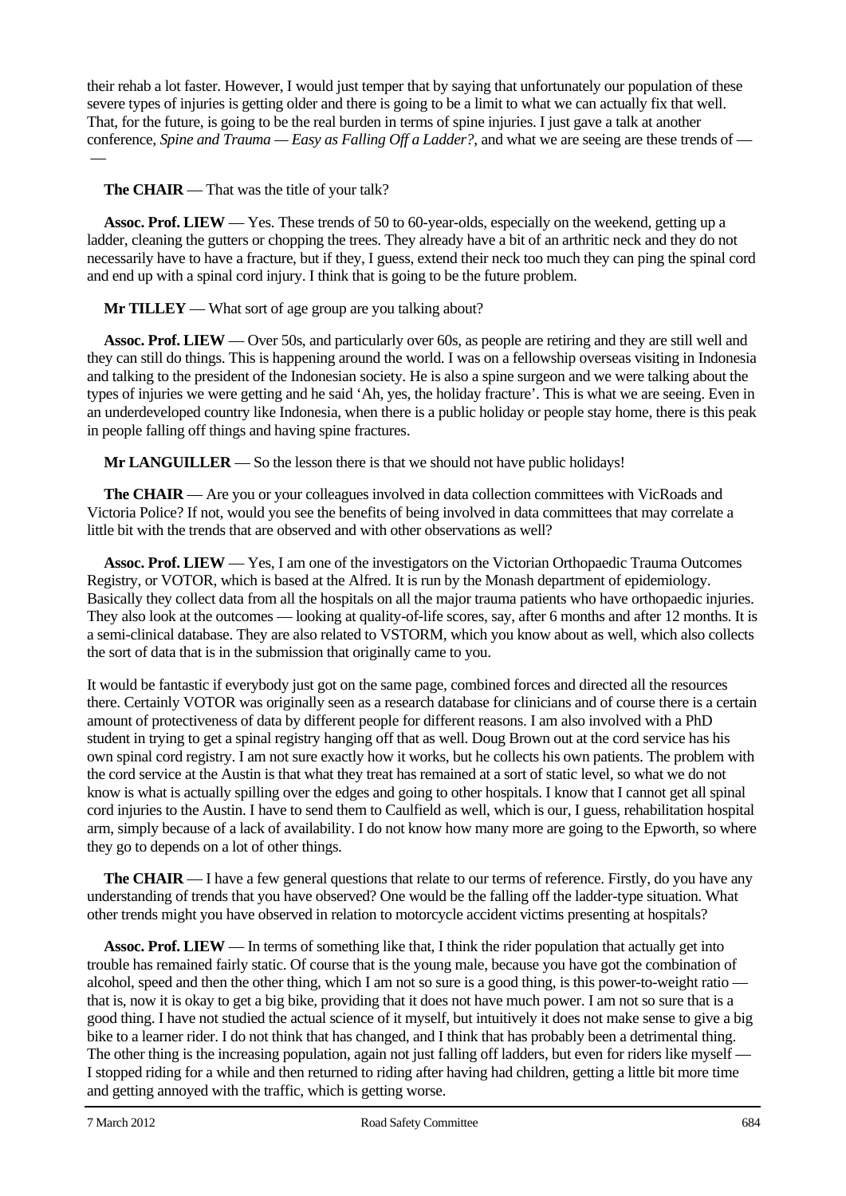their rehab a lot faster. However, I would just temper that by saying that unfortunately our population of these severe types of injuries is getting older and there is going to be a limit to what we can actually fix that well. That, for the future, is going to be the real burden in terms of spine injuries. I just gave a talk at another conference, *Spine and Trauma — Easy as Falling Off a Ladder?*, and what we are seeing are these trends of — —

**The CHAIR** — That was the title of your talk?

**Assoc. Prof. LIEW** — Yes. These trends of 50 to 60-year-olds, especially on the weekend, getting up a ladder, cleaning the gutters or chopping the trees. They already have a bit of an arthritic neck and they do not necessarily have to have a fracture, but if they, I guess, extend their neck too much they can ping the spinal cord and end up with a spinal cord injury. I think that is going to be the future problem.

**Mr TILLEY** — What sort of age group are you talking about?

**Assoc. Prof. LIEW** — Over 50s, and particularly over 60s, as people are retiring and they are still well and they can still do things. This is happening around the world. I was on a fellowship overseas visiting in Indonesia and talking to the president of the Indonesian society. He is also a spine surgeon and we were talking about the types of injuries we were getting and he said 'Ah, yes, the holiday fracture'. This is what we are seeing. Even in an underdeveloped country like Indonesia, when there is a public holiday or people stay home, there is this peak in people falling off things and having spine fractures.

**Mr LANGUILLER** — So the lesson there is that we should not have public holidays!

**The CHAIR** — Are you or your colleagues involved in data collection committees with VicRoads and Victoria Police? If not, would you see the benefits of being involved in data committees that may correlate a little bit with the trends that are observed and with other observations as well?

**Assoc. Prof. LIEW** — Yes, I am one of the investigators on the Victorian Orthopaedic Trauma Outcomes Registry, or VOTOR, which is based at the Alfred. It is run by the Monash department of epidemiology. Basically they collect data from all the hospitals on all the major trauma patients who have orthopaedic injuries. They also look at the outcomes — looking at quality-of-life scores, say, after 6 months and after 12 months. It is a semi-clinical database. They are also related to VSTORM, which you know about as well, which also collects the sort of data that is in the submission that originally came to you.

It would be fantastic if everybody just got on the same page, combined forces and directed all the resources there. Certainly VOTOR was originally seen as a research database for clinicians and of course there is a certain amount of protectiveness of data by different people for different reasons. I am also involved with a PhD student in trying to get a spinal registry hanging off that as well. Doug Brown out at the cord service has his own spinal cord registry. I am not sure exactly how it works, but he collects his own patients. The problem with the cord service at the Austin is that what they treat has remained at a sort of static level, so what we do not know is what is actually spilling over the edges and going to other hospitals. I know that I cannot get all spinal cord injuries to the Austin. I have to send them to Caulfield as well, which is our, I guess, rehabilitation hospital arm, simply because of a lack of availability. I do not know how many more are going to the Epworth, so where they go to depends on a lot of other things.

**The CHAIR** — I have a few general questions that relate to our terms of reference. Firstly, do you have any understanding of trends that you have observed? One would be the falling off the ladder-type situation. What other trends might you have observed in relation to motorcycle accident victims presenting at hospitals?

**Assoc. Prof. LIEW** — In terms of something like that, I think the rider population that actually get into trouble has remained fairly static. Of course that is the young male, because you have got the combination of alcohol, speed and then the other thing, which I am not so sure is a good thing, is this power-to-weight ratio — that is, now it is okay to get a big bike, providing that it does not have much power. I am not so sure that is a good thing. I have not studied the actual science of it myself, but intuitively it does not make sense to give a big bike to a learner rider. I do not think that has changed, and I think that has probably been a detrimental thing. The other thing is the increasing population, again not just falling off ladders, but even for riders like myself — I stopped riding for a while and then returned to riding after having had children, getting a little bit more time and getting annoyed with the traffic, which is getting worse.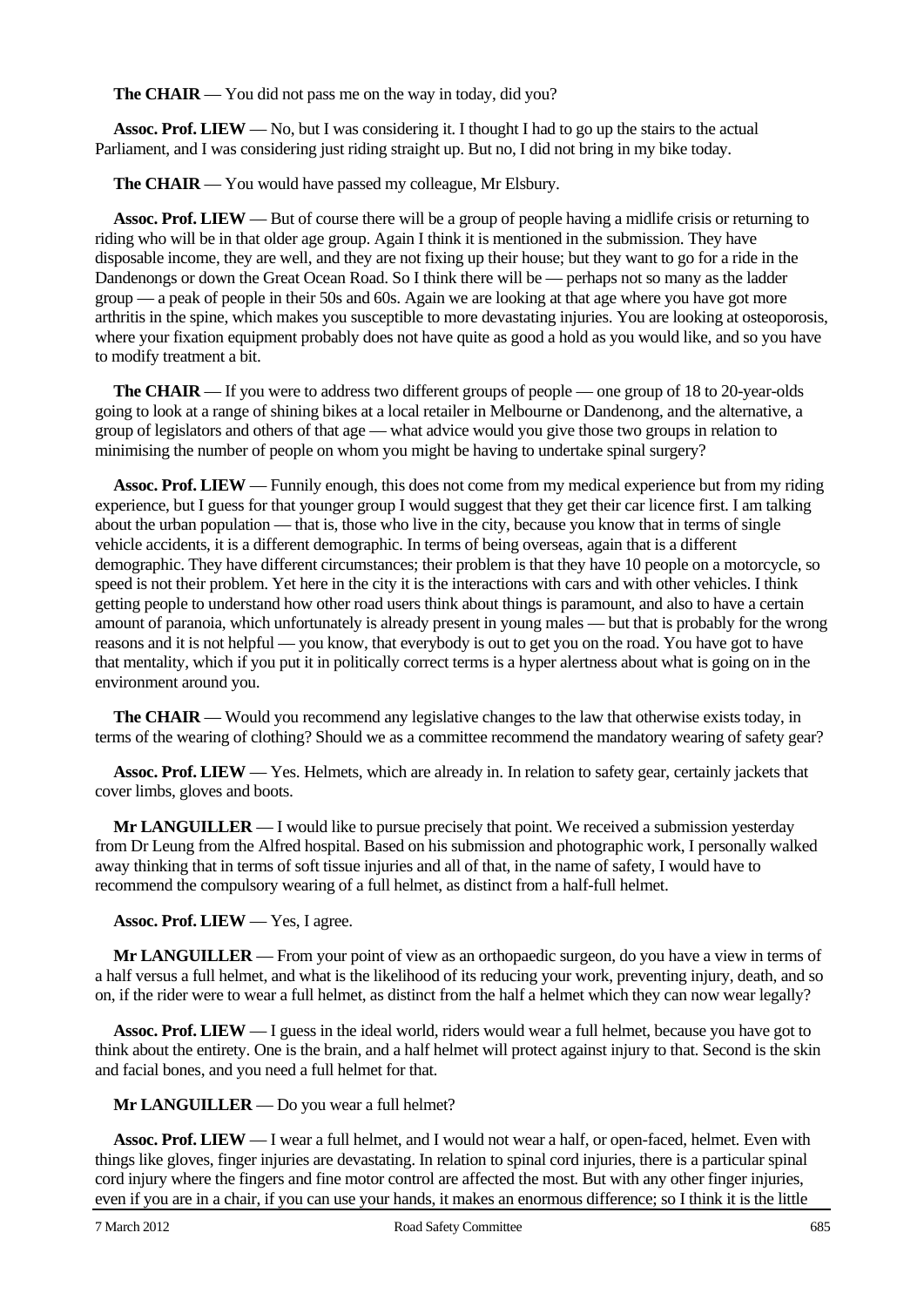**The CHAIR** — You did not pass me on the way in today, did you?

**Assoc. Prof. LIEW** — No, but I was considering it. I thought I had to go up the stairs to the actual Parliament, and I was considering just riding straight up. But no, I did not bring in my bike today.

**The CHAIR** — You would have passed my colleague, Mr Elsbury.

**Assoc. Prof. LIEW** — But of course there will be a group of people having a midlife crisis or returning to riding who will be in that older age group. Again I think it is mentioned in the submission. They have disposable income, they are well, and they are not fixing up their house; but they want to go for a ride in the Dandenongs or down the Great Ocean Road. So I think there will be — perhaps not so many as the ladder group — a peak of people in their 50s and 60s. Again we are looking at that age where you have got more arthritis in the spine, which makes you susceptible to more devastating injuries. You are looking at osteoporosis, where your fixation equipment probably does not have quite as good a hold as you would like, and so you have to modify treatment a bit.

**The CHAIR** — If you were to address two different groups of people — one group of 18 to 20-year-olds going to look at a range of shining bikes at a local retailer in Melbourne or Dandenong, and the alternative, a group of legislators and others of that age — what advice would you give those two groups in relation to minimising the number of people on whom you might be having to undertake spinal surgery?

**Assoc. Prof. LIEW** — Funnily enough, this does not come from my medical experience but from my riding experience, but I guess for that younger group I would suggest that they get their car licence first. I am talking about the urban population — that is, those who live in the city, because you know that in terms of single vehicle accidents, it is a different demographic. In terms of being overseas, again that is a different demographic. They have different circumstances; their problem is that they have 10 people on a motorcycle, so speed is not their problem. Yet here in the city it is the interactions with cars and with other vehicles. I think getting people to understand how other road users think about things is paramount, and also to have a certain amount of paranoia, which unfortunately is already present in young males — but that is probably for the wrong reasons and it is not helpful — you know, that everybody is out to get you on the road. You have got to have that mentality, which if you put it in politically correct terms is a hyper alertness about what is going on in the environment around you.

**The CHAIR** — Would you recommend any legislative changes to the law that otherwise exists today, in terms of the wearing of clothing? Should we as a committee recommend the mandatory wearing of safety gear?

**Assoc. Prof. LIEW** — Yes. Helmets, which are already in. In relation to safety gear, certainly jackets that cover limbs, gloves and boots.

**Mr LANGUILLER** — I would like to pursue precisely that point. We received a submission yesterday from Dr Leung from the Alfred hospital. Based on his submission and photographic work, I personally walked away thinking that in terms of soft tissue injuries and all of that, in the name of safety, I would have to recommend the compulsory wearing of a full helmet, as distinct from a half-full helmet.

**Assoc. Prof. LIEW** — Yes, I agree.

**Mr LANGUILLER** — From your point of view as an orthopaedic surgeon, do you have a view in terms of a half versus a full helmet, and what is the likelihood of its reducing your work, preventing injury, death, and so on, if the rider were to wear a full helmet, as distinct from the half a helmet which they can now wear legally?

**Assoc. Prof. LIEW** — I guess in the ideal world, riders would wear a full helmet, because you have got to think about the entirety. One is the brain, and a half helmet will protect against injury to that. Second is the skin and facial bones, and you need a full helmet for that.

**Mr LANGUILLER** — Do you wear a full helmet?

**Assoc. Prof. LIEW** — I wear a full helmet, and I would not wear a half, or open-faced, helmet. Even with things like gloves, finger injuries are devastating. In relation to spinal cord injuries, there is a particular spinal cord injury where the fingers and fine motor control are affected the most. But with any other finger injuries, even if you are in a chair, if you can use your hands, it makes an enormous difference; so I think it is the little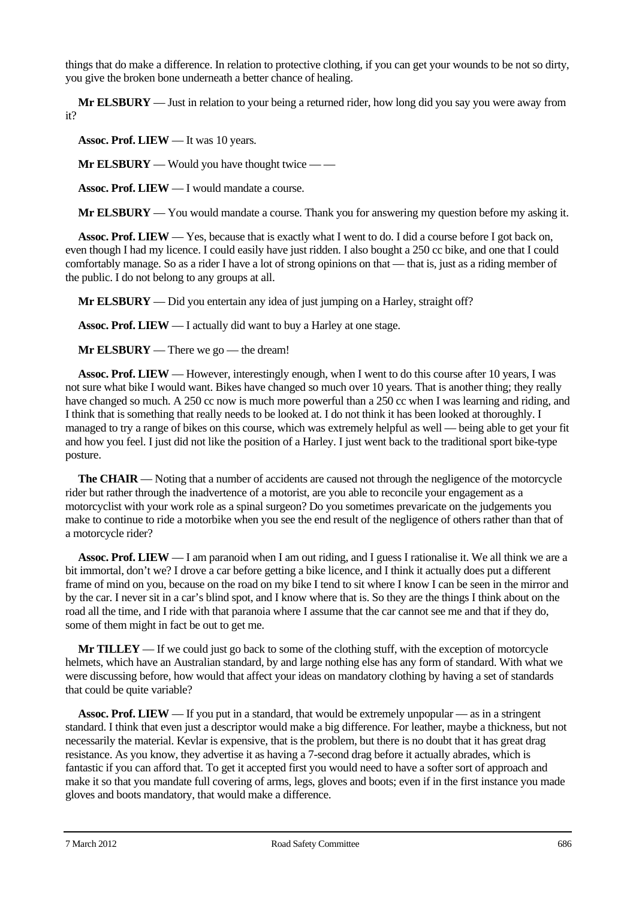things that do make a difference. In relation to protective clothing, if you can get your wounds to be not so dirty, you give the broken bone underneath a better chance of healing.

**Mr ELSBURY** — Just in relation to your being a returned rider, how long did you say you were away from it?

**Assoc. Prof. LIEW** — It was 10 years.

**Mr ELSBURY** — Would you have thought twice — —

**Assoc. Prof. LIEW** — I would mandate a course.

**Mr ELSBURY** — You would mandate a course. Thank you for answering my question before my asking it.

**Assoc. Prof. LIEW** — Yes, because that is exactly what I went to do. I did a course before I got back on, even though I had my licence. I could easily have just ridden. I also bought a 250 cc bike, and one that I could comfortably manage. So as a rider I have a lot of strong opinions on that — that is, just as a riding member of the public. I do not belong to any groups at all.

**Mr ELSBURY** — Did you entertain any idea of just jumping on a Harley, straight off?

**Assoc. Prof. LIEW** — I actually did want to buy a Harley at one stage.

**Mr ELSBURY** — There we go — the dream!

**Assoc. Prof. LIEW** — However, interestingly enough, when I went to do this course after 10 years, I was not sure what bike I would want. Bikes have changed so much over 10 years. That is another thing; they really have changed so much. A 250 cc now is much more powerful than a 250 cc when I was learning and riding, and I think that is something that really needs to be looked at. I do not think it has been looked at thoroughly. I managed to try a range of bikes on this course, which was extremely helpful as well — being able to get your fit and how you feel. I just did not like the position of a Harley. I just went back to the traditional sport bike-type posture.

**The CHAIR** — Noting that a number of accidents are caused not through the negligence of the motorcycle rider but rather through the inadvertence of a motorist, are you able to reconcile your engagement as a motorcyclist with your work role as a spinal surgeon? Do you sometimes prevaricate on the judgements you make to continue to ride a motorbike when you see the end result of the negligence of others rather than that of a motorcycle rider?

**Assoc. Prof. LIEW** — I am paranoid when I am out riding, and I guess I rationalise it. We all think we are a bit immortal, don't we? I drove a car before getting a bike licence, and I think it actually does put a different frame of mind on you, because on the road on my bike I tend to sit where I know I can be seen in the mirror and by the car. I never sit in a car's blind spot, and I know where that is. So they are the things I think about on the road all the time, and I ride with that paranoia where I assume that the car cannot see me and that if they do, some of them might in fact be out to get me.

**Mr TILLEY** — If we could just go back to some of the clothing stuff, with the exception of motorcycle helmets, which have an Australian standard, by and large nothing else has any form of standard. With what we were discussing before, how would that affect your ideas on mandatory clothing by having a set of standards that could be quite variable?

**Assoc. Prof. LIEW** — If you put in a standard, that would be extremely unpopular — as in a stringent standard. I think that even just a descriptor would make a big difference. For leather, maybe a thickness, but not necessarily the material. Kevlar is expensive, that is the problem, but there is no doubt that it has great drag resistance. As you know, they advertise it as having a 7-second drag before it actually abrades, which is fantastic if you can afford that. To get it accepted first you would need to have a softer sort of approach and make it so that you mandate full covering of arms, legs, gloves and boots; even if in the first instance you made gloves and boots mandatory, that would make a difference.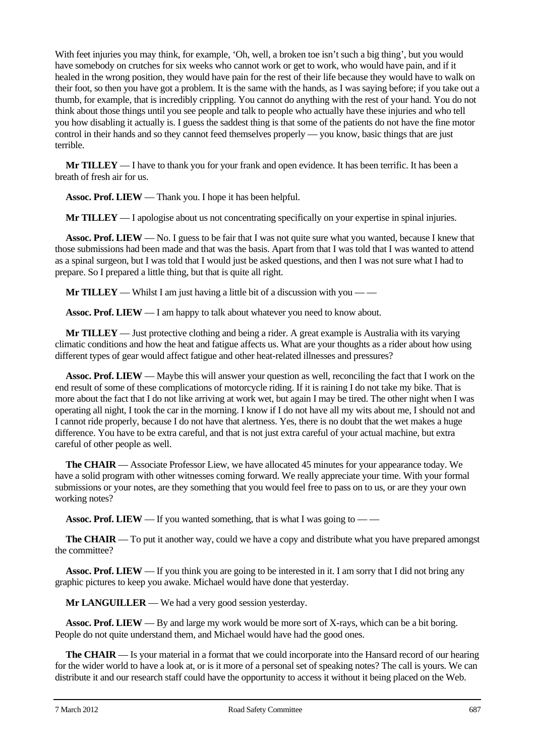With feet injuries you may think, for example, 'Oh, well, a broken toe isn't such a big thing', but you would have somebody on crutches for six weeks who cannot work or get to work, who would have pain, and if it healed in the wrong position, they would have pain for the rest of their life because they would have to walk on their foot, so then you have got a problem. It is the same with the hands, as I was saying before; if you take out a thumb, for example, that is incredibly crippling. You cannot do anything with the rest of your hand. You do not think about those things until you see people and talk to people who actually have these injuries and who tell you how disabling it actually is. I guess the saddest thing is that some of the patients do not have the fine motor control in their hands and so they cannot feed themselves properly — you know, basic things that are just terrible.

**Mr TILLEY** — I have to thank you for your frank and open evidence. It has been terrific. It has been a breath of fresh air for us.

**Assoc. Prof. LIEW** — Thank you. I hope it has been helpful.

**Mr TILLEY** — I apologise about us not concentrating specifically on your expertise in spinal injuries.

**Assoc. Prof. LIEW** — No. I guess to be fair that I was not quite sure what you wanted, because I knew that those submissions had been made and that was the basis. Apart from that I was told that I was wanted to attend as a spinal surgeon, but I was told that I would just be asked questions, and then I was not sure what I had to prepare. So I prepared a little thing, but that is quite all right.

**Mr TILLEY** — Whilst I am just having a little bit of a discussion with you — —

**Assoc. Prof. LIEW** — I am happy to talk about whatever you need to know about.

**Mr TILLEY** — Just protective clothing and being a rider. A great example is Australia with its varying climatic conditions and how the heat and fatigue affects us. What are your thoughts as a rider about how using different types of gear would affect fatigue and other heat-related illnesses and pressures?

**Assoc. Prof. LIEW** — Maybe this will answer your question as well, reconciling the fact that I work on the end result of some of these complications of motorcycle riding. If it is raining I do not take my bike. That is more about the fact that I do not like arriving at work wet, but again I may be tired. The other night when I was operating all night, I took the car in the morning. I know if I do not have all my wits about me, I should not and I cannot ride properly, because I do not have that alertness. Yes, there is no doubt that the wet makes a huge difference. You have to be extra careful, and that is not just extra careful of your actual machine, but extra careful of other people as well.

**The CHAIR** — Associate Professor Liew, we have allocated 45 minutes for your appearance today. We have a solid program with other witnesses coming forward. We really appreciate your time. With your formal submissions or your notes, are they something that you would feel free to pass on to us, or are they your own working notes?

**Assoc. Prof. LIEW** — If you wanted something, that is what I was going to — —

**The CHAIR** — To put it another way, could we have a copy and distribute what you have prepared amongst the committee?

**Assoc. Prof. LIEW** — If you think you are going to be interested in it. I am sorry that I did not bring any graphic pictures to keep you awake. Michael would have done that yesterday.

**Mr LANGUILLER** — We had a very good session yesterday.

**Assoc. Prof. LIEW** — By and large my work would be more sort of X-rays, which can be a bit boring. People do not quite understand them, and Michael would have had the good ones.

**The CHAIR** — Is your material in a format that we could incorporate into the Hansard record of our hearing for the wider world to have a look at, or is it more of a personal set of speaking notes? The call is yours. We can distribute it and our research staff could have the opportunity to access it without it being placed on the Web.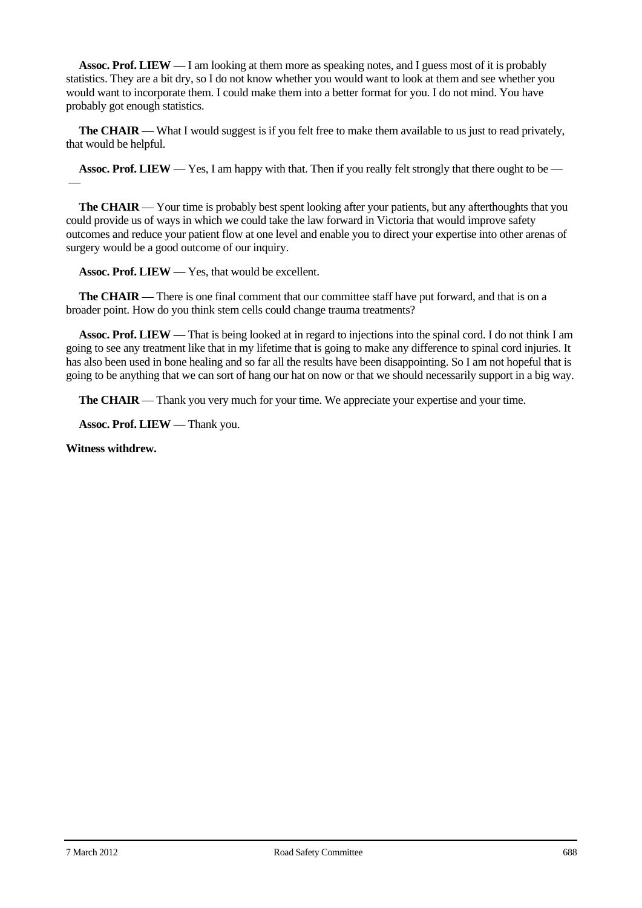**Assoc. Prof. LIEW** — I am looking at them more as speaking notes, and I guess most of it is probably statistics. They are a bit dry, so I do not know whether you would want to look at them and see whether you would want to incorporate them. I could make them into a better format for you. I do not mind. You have probably got enough statistics.

**The CHAIR** — What I would suggest is if you felt free to make them available to us just to read privately, that would be helpful.

**Assoc. Prof. LIEW** — Yes, I am happy with that. Then if you really felt strongly that there ought to be — —

**The CHAIR** — Your time is probably best spent looking after your patients, but any afterthoughts that you could provide us of ways in which we could take the law forward in Victoria that would improve safety outcomes and reduce your patient flow at one level and enable you to direct your expertise into other arenas of surgery would be a good outcome of our inquiry.

**Assoc. Prof. LIEW** — Yes, that would be excellent.

**The CHAIR** — There is one final comment that our committee staff have put forward, and that is on a broader point. How do you think stem cells could change trauma treatments?

**Assoc. Prof. LIEW** — That is being looked at in regard to injections into the spinal cord. I do not think I am going to see any treatment like that in my lifetime that is going to make any difference to spinal cord injuries. It has also been used in bone healing and so far all the results have been disappointing. So I am not hopeful that is going to be anything that we can sort of hang our hat on now or that we should necessarily support in a big way.

**The CHAIR** — Thank you very much for your time. We appreciate your expertise and your time.

**Assoc. Prof. LIEW** — Thank you.

**Witness withdrew.**